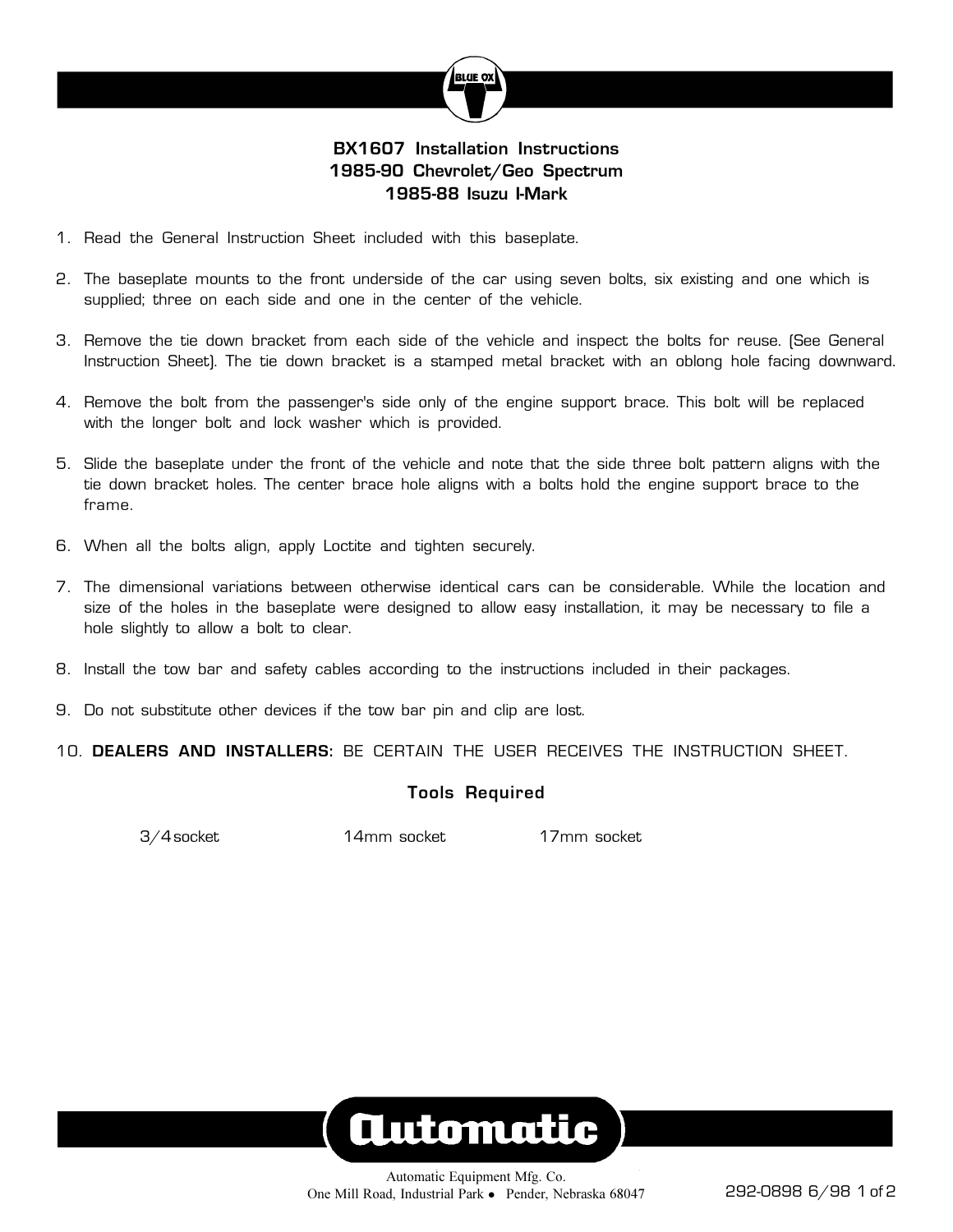# BX1607 Installation Instructions
## 1985-90 Chevrolet/Geo Spectrum
## 1985-88 Isuzu I-Mark

1. Read the General Instruction Sheet included with this baseplate.

2. The baseplate mounts to the front underside of the car using seven bolts, six existing and one which is supplied; three on each side and one in the center of the vehicle.

3. Remove the tie down bracket from each side of the vehicle and inspect the bolts for reuse. (See General Instruction Sheet). The tie down bracket is a stamped metal bracket with an oblong hole facing downward.

4. Remove the bolt from the passenger's side only of the engine support brace. This bolt will be replaced with the longer bolt and lock washer which is provided.

5. Slide the baseplate under the front of the vehicle and note that the side three bolt pattern aligns with the tie down bracket holes. The center brace hole aligns with a bolts hold the engine support brace to the frame.

6. When all the bolts align, apply Loctite and tighten securely.

7. The dimensional variations between otherwise identical cars can be considerable. While the location and size of the holes in the baseplate were designed to allow easy installation, it may be necessary to file a hole slightly to allow a bolt to clear.

8. Install the tow bar and safety cables according to the instructions included in their packages.

9. Do not substitute other devices if the tow bar pin and clip are lost.

10. **DEALERS AND INSTALLERS:** BE CERTAIN THE USER RECEIVES THE INSTRUCTION SHEET.

### Tools Required

3/4 socket    14mm socket    17mm socket

Automatic Equipment Mfg. Co.
One Mill Road, Industrial Park • Pender, Nebraska 68047

292-0898 6/98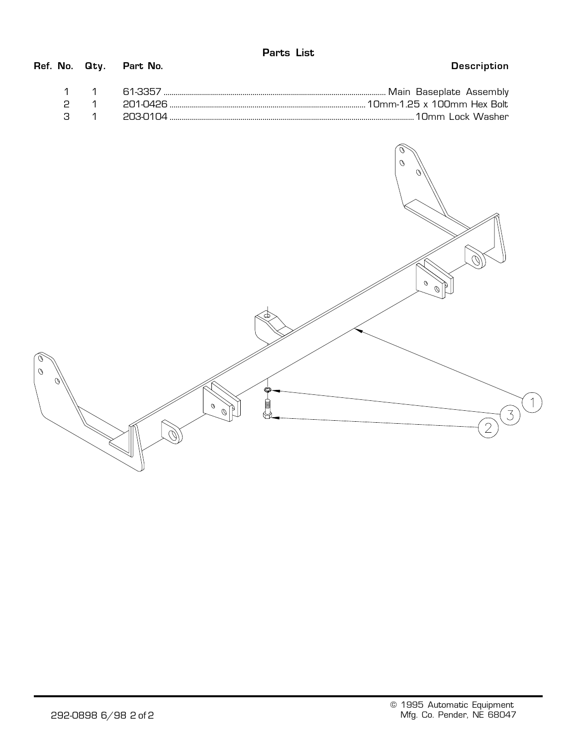## Parts List

| Ref. No. | Qty. | Part No. | Description |
|---|---|---|---|
| 1 | 1 | 61-3357 | Main Baseplate Assembly |
| 2 | 1 | 201-0426 | 10mm-1.25 x 100mm Hex Bolt |
| 3 | 1 | 203-0104 | 10mm Lock Washer |

1

3

2

292-0898 6/98

© 1995 Automatic Equipment Mfg. Co. Pender, NE 68047